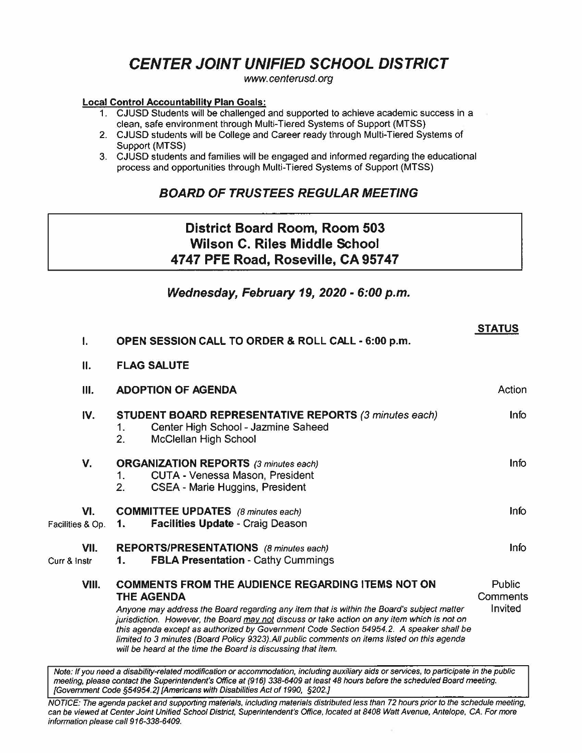# *CENTER JOINT UNIFIED SCHOOL DISTRICT*

*www.centerusd.org*

**Local Control Accountability Plan Goals:**

1. CJUSD Students will be challenged and supported to achieve academic success in a clean, safe environment through Multi-Tiered Systems of Support (MTSS)
2. CJUSD students will be College and Career ready through Multi-Tiered Systems of Support (MTSS)
3. CJUSD students and families will be engaged and informed regarding the educational process and opportunities through Multi-Tiered Systems of Support (MTSS)

## *BOARD OF TRUSTEES REGULAR MEETING*

**District Board Room, Room 503**
**Wilson C. Riles Middle School**
**4747 PFE Road, Roseville, CA 95747**

### *Wednesday, February 19, 2020 - 6:00 p.m.*

| | | | STATUS |
|---|---|---|---|
| | I. | **OPEN SESSION CALL TO ORDER & ROLL CALL - 6:00 p.m.** | |
| | II. | **FLAG SALUTE** | |
| | III. | **ADOPTION OF AGENDA** | Action |
| | IV. | **STUDENT BOARD REPRESENTATIVE REPORTS** *(3 minutes each)*<br>1. Center High School - Jazmine Saheed<br>2. McClellan High School | Info |
| | V. | **ORGANIZATION REPORTS** *(3 minutes each)*<br>1. CUTA - Venessa Mason, President<br>2. CSEA - Marie Huggins, President | Info |
| Facilities & Op. | VI. | **COMMITTEE UPDATES** *(8 minutes each)*<br>1. **Facilities Update** - Craig Deason | Info |
| Curr & Instr | VII. | **REPORTS/PRESENTATIONS** *(8 minutes each)*<br>1. **FBLA Presentation** - Cathy Cummings | Info |
| | VIII. | **COMMENTS FROM THE AUDIENCE REGARDING ITEMS NOT ON THE AGENDA**<br>*Anyone may address the Board regarding any item that is within the Board's subject matter jurisdiction. However, the Board may not discuss or take action on any item which is not on this agenda except as authorized by Government Code Section 54954.2. A speaker shall be limited to 3 minutes (Board Policy 9323). All public comments on items listed on this agenda will be heard at the time the Board is discussing that item.* | Public Comments Invited |

*Note: If you need a disability-related modification or accommodation, including auxiliary aids or services, to participate in the public meeting, please contact the Superintendent's Office at (916) 338-6409 at least 48 hours before the scheduled Board meeting. [Government Code §54954.2] [Americans with Disabilities Act of 1990, §202.]*

*NOTICE: The agenda packet and supporting materials, including materials distributed less than 72 hours prior to the schedule meeting, can be viewed at Center Joint Unified School District, Superintendent's Office, located at 8408 Watt Avenue, Antelope, CA. For more information please call 916-338-6409.*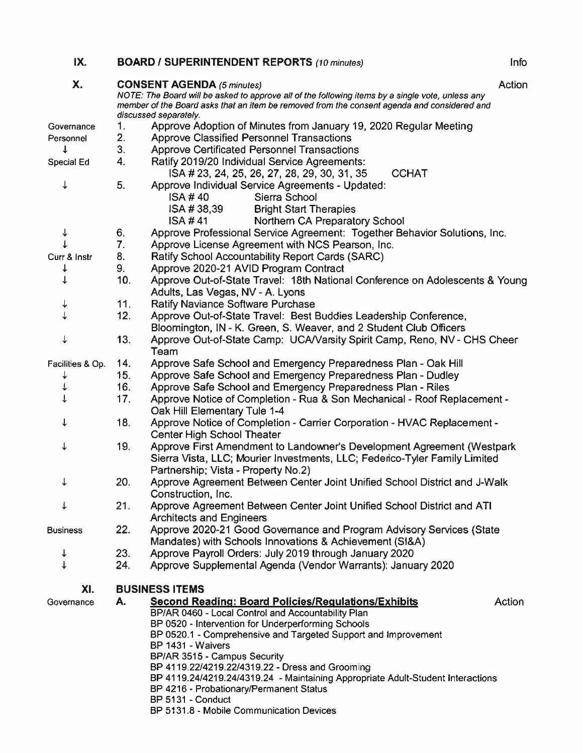## IX. BOARD / SUPERINTENDENT REPORTS *(10 minutes)* — Info

## X. CONSENT AGENDA *(5 minutes)* — Action

*NOTE: The Board will be asked to approve all of the following items by a single vote, unless any member of the Board asks that an item be removed from the consent agenda and considered and discussed separately.*

| Category | No. | Item |
|---|---|---|
| Governance | 1. | Approve Adoption of Minutes from January 19, 2020 Regular Meeting |
| Personnel | 2. | Approve Classified Personnel Transactions |
| ↓ | 3. | Approve Certificated Personnel Transactions |
| Special Ed | 4. | Ratify 2019/20 Individual Service Agreements: ISA # 23, 24, 25, 26, 27, 28, 29, 30, 31, 35 — CCHAT |
| ↓ | 5. | Approve Individual Service Agreements - Updated: ISA # 40 — Sierra School; ISA # 38,39 — Bright Start Therapies; ISA # 41 — Northern CA Preparatory School |
| ↓ | 6. | Approve Professional Service Agreement: Together Behavior Solutions, Inc. |
| ↓ | 7. | Approve License Agreement with NCS Pearson, Inc. |
| Curr & Instr | 8. | Ratify School Accountability Report Cards (SARC) |
| ↓ | 9. | Approve 2020-21 AVID Program Contract |
| ↓ | 10. | Approve Out-of-State Travel: 18th National Conference on Adolescents & Young Adults, Las Vegas, NV - A. Lyons |
| ↓ | 11. | Ratify Naviance Software Purchase |
| ↓ | 12. | Approve Out-of-State Travel: Best Buddies Leadership Conference, Bloomington, IN - K. Green, S. Weaver, and 2 Student Club Officers |
| ↓ | 13. | Approve Out-of-State Camp: UCA/Varsity Spirit Camp, Reno, NV - CHS Cheer Team |
| Facilities & Op. | 14. | Approve Safe School and Emergency Preparedness Plan - Oak Hill |
| ↓ | 15. | Approve Safe School and Emergency Preparedness Plan - Dudley |
| ↓ | 16. | Approve Safe School and Emergency Preparedness Plan - Riles |
| ↓ | 17. | Approve Notice of Completion - Rua & Son Mechanical - Roof Replacement - Oak Hill Elementary Tule 1-4 |
| ↓ | 18. | Approve Notice of Completion - Carrier Corporation - HVAC Replacement - Center High School Theater |
| ↓ | 19. | Approve First Amendment to Landowner's Development Agreement (Westpark Sierra Vista, LLC; Mourier Investments, LLC; Federico-Tyler Family Limited Partnership; Vista - Property No.2) |
| ↓ | 20. | Approve Agreement Between Center Joint Unified School District and J-Walk Construction, Inc. |
| ↓ | 21. | Approve Agreement Between Center Joint Unified School District and ATI Architects and Engineers |
| Business | 22. | Approve 2020-21 Good Governance and Program Advisory Services (State Mandates) with Schools Innovations & Achievement (SI&A) |
| ↓ | 23. | Approve Payroll Orders: July 2019 through January 2020 |
| ↓ | 24. | Approve Supplemental Agenda (Vendor Warrants): January 2020 |

## XI. BUSINESS ITEMS

Governance

**A. Second Reading: Board Policies/Regulations/Exhibits** — Action

- BP/AR 0460 - Local Control and Accountability Plan
- BP 0520 - Intervention for Underperforming Schools
- BP 0520.1 - Comprehensive and Targeted Support and Improvement
- BP 1431 - Waivers
- BP/AR 3515 - Campus Security
- BP 4119.22/4219.22/4319.22 - Dress and Grooming
- BP 4119.24/4219.24/4319.24 - Maintaining Appropriate Adult-Student Interactions
- BP 4216 - Probationary/Permanent Status
- BP 5131 - Conduct
- BP 5131.8 - Mobile Communication Devices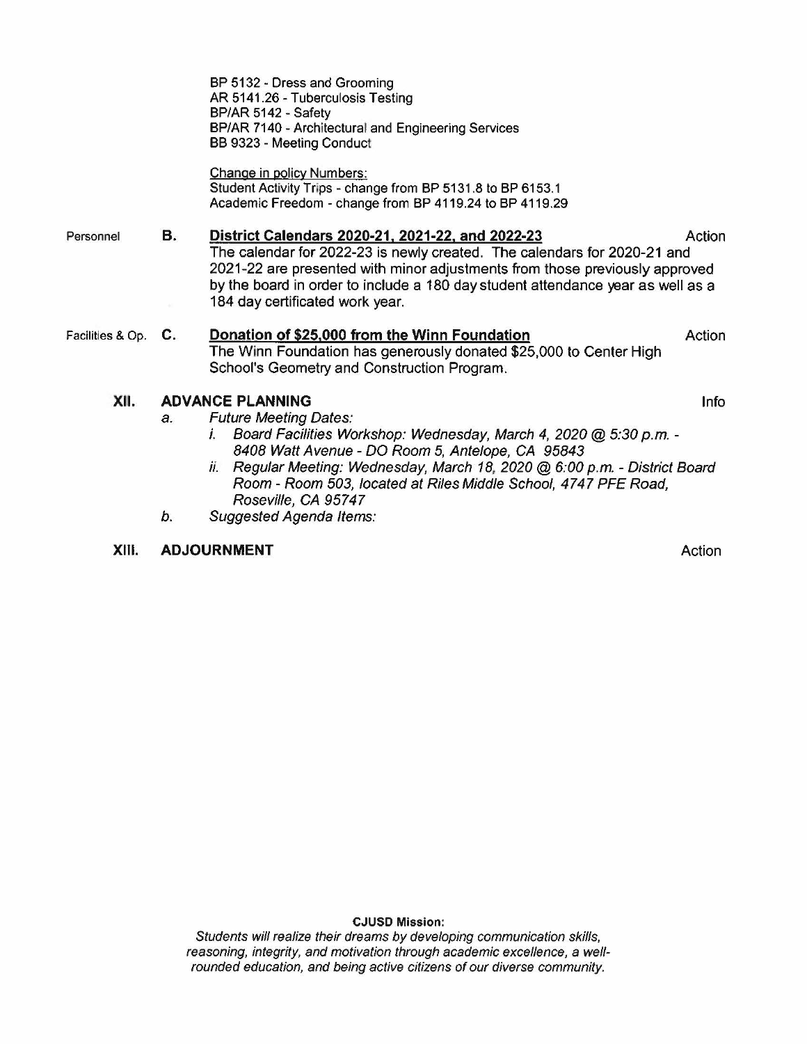BP 5132 - Dress and Grooming
AR 5141.26 - Tuberculosis Testing
BP/AR 5142 - Safety
BP/AR 7140 - Architectural and Engineering Services
BB 9323 - Meeting Conduct

Change in policy Numbers:
Student Activity Trips - change from BP 5131.8 to BP 6153.1
Academic Freedom - change from BP 4119.24 to BP 4119.29

Personnel **B. District Calendars 2020-21, 2021-22, and 2022-23** Action

The calendar for 2022-23 is newly created. The calendars for 2020-21 and 2021-22 are presented with minor adjustments from those previously approved by the board in order to include a 180 day student attendance year as well as a 184 day certificated work year.

Facilities & Op. **C. Donation of $25,000 from the Winn Foundation** Action

The Winn Foundation has generously donated $25,000 to Center High School's Geometry and Construction Program.

## XII. ADVANCE PLANNING

Info

a. *Future Meeting Dates:*
   i. *Board Facilities Workshop: Wednesday, March 4, 2020 @ 5:30 p.m. - 8408 Watt Avenue - DO Room 5, Antelope, CA 95843*
   ii. *Regular Meeting: Wednesday, March 18, 2020 @ 6:00 p.m. - District Board Room - Room 503, located at Riles Middle School, 4747 PFE Road, Roseville, CA 95747*

b. *Suggested Agenda Items:*

## XIII. ADJOURNMENT

Action

**CJUSD Mission:**

*Students will realize their dreams by developing communication skills, reasoning, integrity, and motivation through academic excellence, a well-rounded education, and being active citizens of our diverse community.*